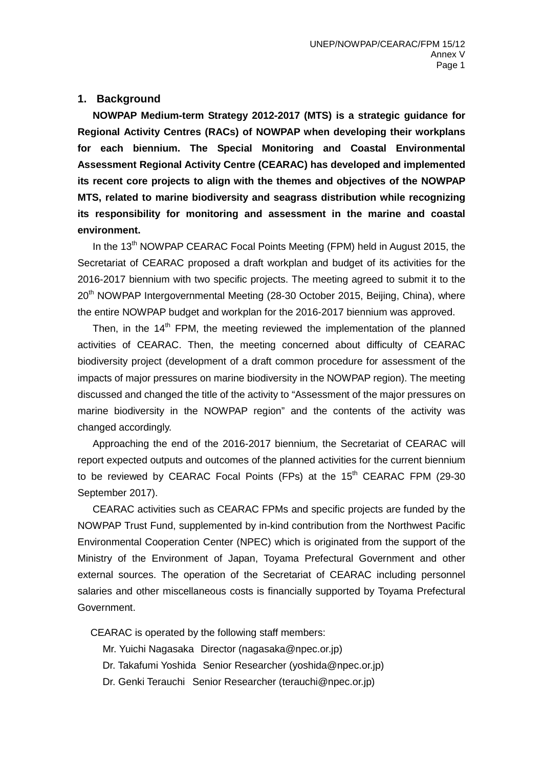## 1. Background

**NOWPAP Medium-term Strategy 2012-2017 (MTS) is a strategic guidance for Regional Activity Centres (RACs) of NOWPAP when developing their workplans for each biennium. The Special Monitoring and Coastal Environmental Assessment Regional Activity Centre (CEARAC) has developed and implemented its recent core projects to align with the themes and objectives of the NOWPAP MTS, related to marine biodiversity and seagrass distribution while recognizing its responsibility for monitoring and assessment in the marine and coastal environment.**

In the 13th NOWPAP CEARAC Focal Points Meeting (FPM) held in August 2015, the Secretariat of CEARAC proposed a draft workplan and budget of its activities for the 2016-2017 biennium with two specific projects. The meeting agreed to submit it to the 20th NOWPAP Intergovernmental Meeting (28-30 October 2015, Beijing, China), where the entire NOWPAP budget and workplan for the 2016-2017 biennium was approved.

Then, in the 14th FPM, the meeting reviewed the implementation of the planned activities of CEARAC. Then, the meeting concerned about difficulty of CEARAC biodiversity project (development of a draft common procedure for assessment of the impacts of major pressures on marine biodiversity in the NOWPAP region). The meeting discussed and changed the title of the activity to "Assessment of the major pressures on marine biodiversity in the NOWPAP region" and the contents of the activity was changed accordingly.

Approaching the end of the 2016-2017 biennium, the Secretariat of CEARAC will report expected outputs and outcomes of the planned activities for the current biennium to be reviewed by CEARAC Focal Points (FPs) at the 15th CEARAC FPM (29-30 September 2017).

CEARAC activities such as CEARAC FPMs and specific projects are funded by the NOWPAP Trust Fund, supplemented by in-kind contribution from the Northwest Pacific Environmental Cooperation Center (NPEC) which is originated from the support of the Ministry of the Environment of Japan, Toyama Prefectural Government and other external sources. The operation of the Secretariat of CEARAC including personnel salaries and other miscellaneous costs is financially supported by Toyama Prefectural Government.

CEARAC is operated by the following staff members:

Mr. Yuichi Nagasaka Director (nagasaka@npec.or.jp)
Dr. Takafumi Yoshida Senior Researcher (yoshida@npec.or.jp)
Dr. Genki Terauchi Senior Researcher (terauchi@npec.or.jp)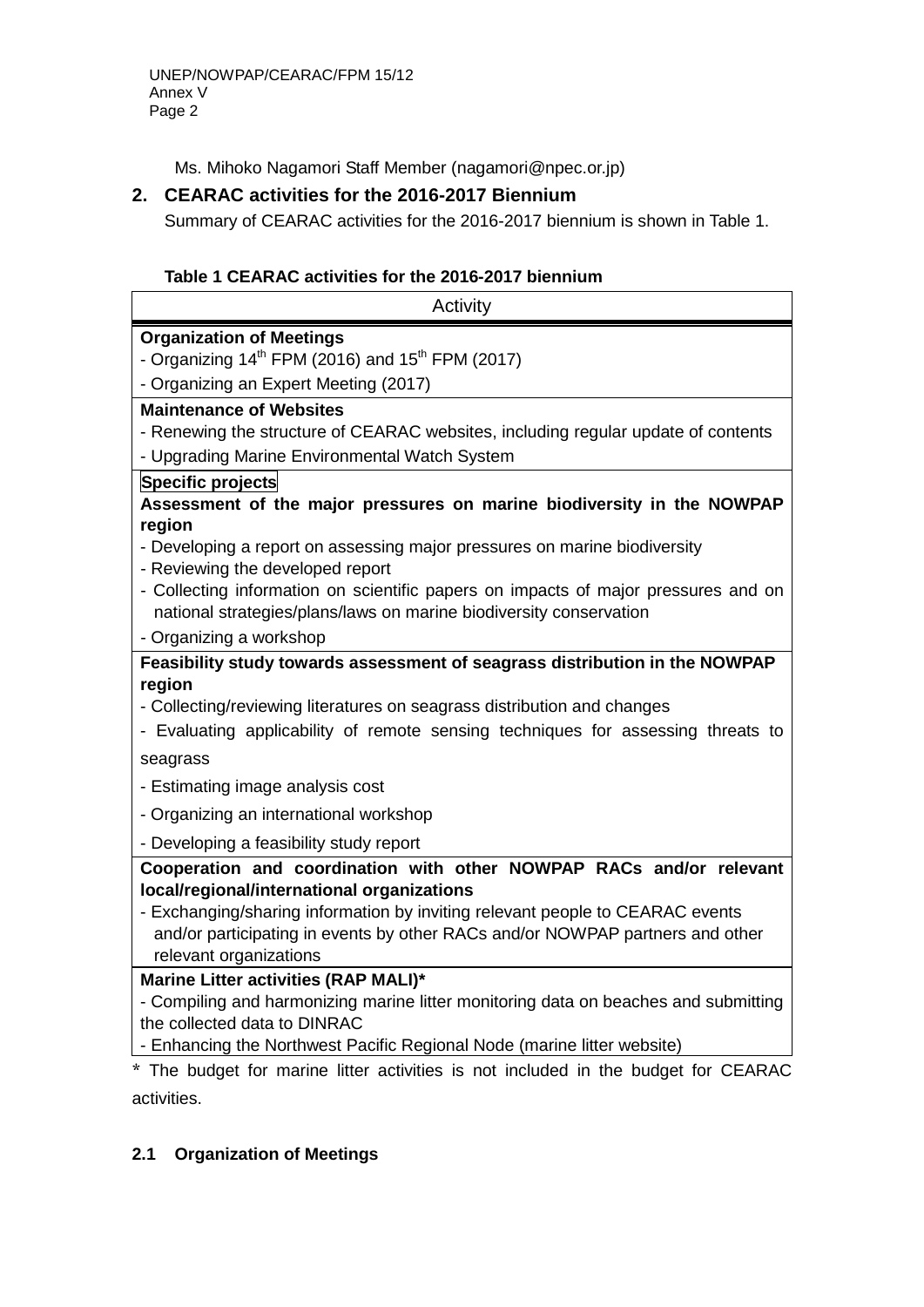Ms. Mihoko Nagamori Staff Member (nagamori@npec.or.jp)

## 2. CEARAC activities for the 2016-2017 Biennium

Summary of CEARAC activities for the 2016-2017 biennium is shown in Table 1.

**Table 1 CEARAC activities for the 2016-2017 biennium**

| Activity |
|---|
| **Organization of Meetings**<br>- Organizing 14th FPM (2016) and 15th FPM (2017)<br>- Organizing an Expert Meeting (2017) |
| **Maintenance of Websites**<br>- Renewing the structure of CEARAC websites, including regular update of contents<br>- Upgrading Marine Environmental Watch System |
| **Specific projects**<br>**Assessment of the major pressures on marine biodiversity in the NOWPAP region**<br>- Developing a report on assessing major pressures on marine biodiversity<br>- Reviewing the developed report<br>- Collecting information on scientific papers on impacts of major pressures and on national strategies/plans/laws on marine biodiversity conservation<br>- Organizing a workshop |
| **Feasibility study towards assessment of seagrass distribution in the NOWPAP region**<br>- Collecting/reviewing literatures on seagrass distribution and changes<br>- Evaluating applicability of remote sensing techniques for assessing threats to seagrass<br>- Estimating image analysis cost<br>- Organizing an international workshop<br>- Developing a feasibility study report |
| **Cooperation and coordination with other NOWPAP RACs and/or relevant local/regional/international organizations**<br>- Exchanging/sharing information by inviting relevant people to CEARAC events and/or participating in events by other RACs and/or NOWPAP partners and other relevant organizations |
| **Marine Litter activities (RAP MALI)***<br>- Compiling and harmonizing marine litter monitoring data on beaches and submitting the collected data to DINRAC<br>- Enhancing the Northwest Pacific Regional Node (marine litter website) |

* The budget for marine litter activities is not included in the budget for CEARAC activities.

### 2.1 Organization of Meetings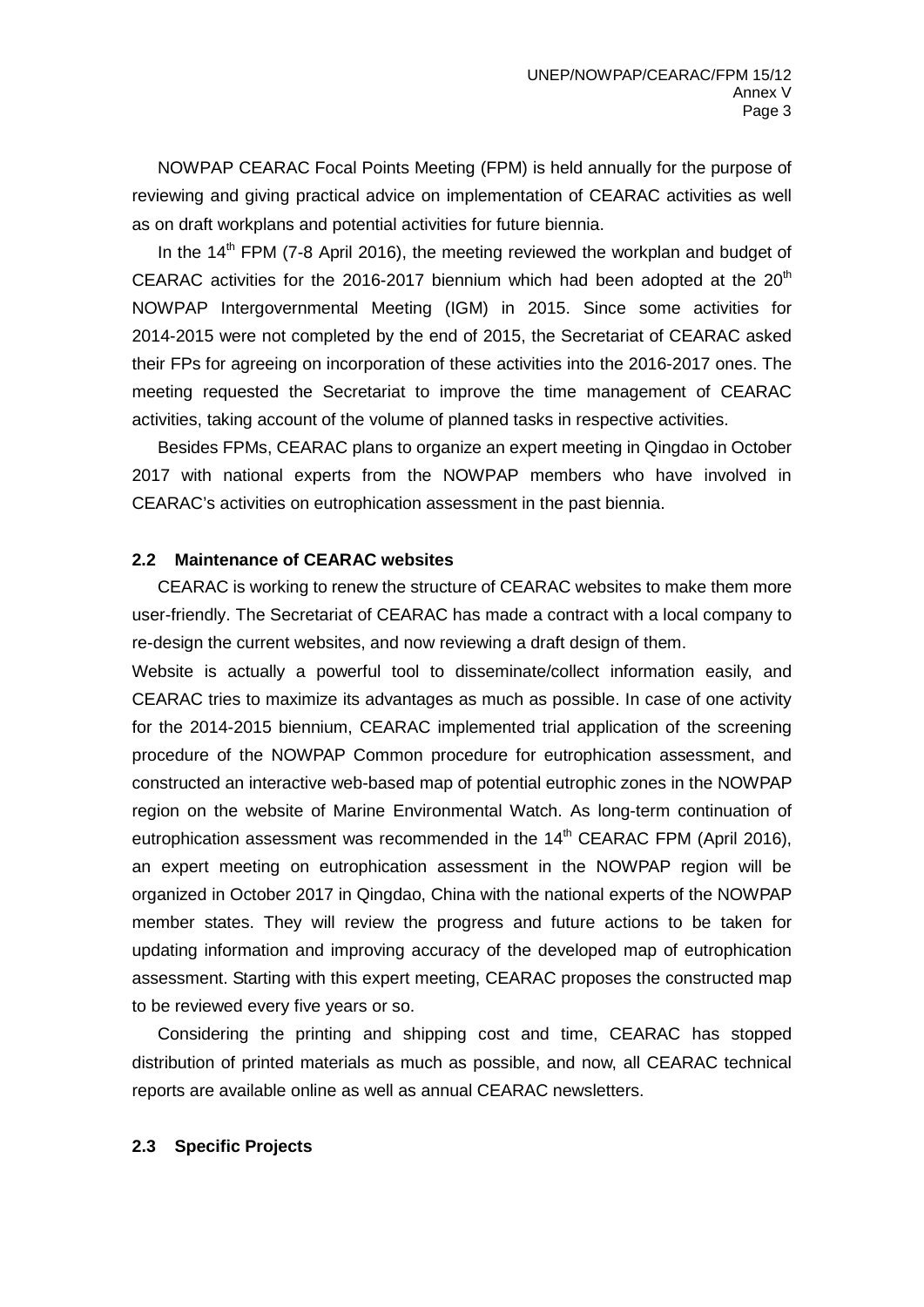NOWPAP CEARAC Focal Points Meeting (FPM) is held annually for the purpose of reviewing and giving practical advice on implementation of CEARAC activities as well as on draft workplans and potential activities for future biennia.

In the 14th FPM (7-8 April 2016), the meeting reviewed the workplan and budget of CEARAC activities for the 2016-2017 biennium which had been adopted at the 20th NOWPAP Intergovernmental Meeting (IGM) in 2015. Since some activities for 2014-2015 were not completed by the end of 2015, the Secretariat of CEARAC asked their FPs for agreeing on incorporation of these activities into the 2016-2017 ones. The meeting requested the Secretariat to improve the time management of CEARAC activities, taking account of the volume of planned tasks in respective activities.

Besides FPMs, CEARAC plans to organize an expert meeting in Qingdao in October 2017 with national experts from the NOWPAP members who have involved in CEARAC's activities on eutrophication assessment in the past biennia.

### 2.2 Maintenance of CEARAC websites

CEARAC is working to renew the structure of CEARAC websites to make them more user-friendly. The Secretariat of CEARAC has made a contract with a local company to re-design the current websites, and now reviewing a draft design of them.

Website is actually a powerful tool to disseminate/collect information easily, and CEARAC tries to maximize its advantages as much as possible. In case of one activity for the 2014-2015 biennium, CEARAC implemented trial application of the screening procedure of the NOWPAP Common procedure for eutrophication assessment, and constructed an interactive web-based map of potential eutrophic zones in the NOWPAP region on the website of Marine Environmental Watch. As long-term continuation of eutrophication assessment was recommended in the 14th CEARAC FPM (April 2016), an expert meeting on eutrophication assessment in the NOWPAP region will be organized in October 2017 in Qingdao, China with the national experts of the NOWPAP member states. They will review the progress and future actions to be taken for updating information and improving accuracy of the developed map of eutrophication assessment. Starting with this expert meeting, CEARAC proposes the constructed map to be reviewed every five years or so.

Considering the printing and shipping cost and time, CEARAC has stopped distribution of printed materials as much as possible, and now, all CEARAC technical reports are available online as well as annual CEARAC newsletters.

### 2.3 Specific Projects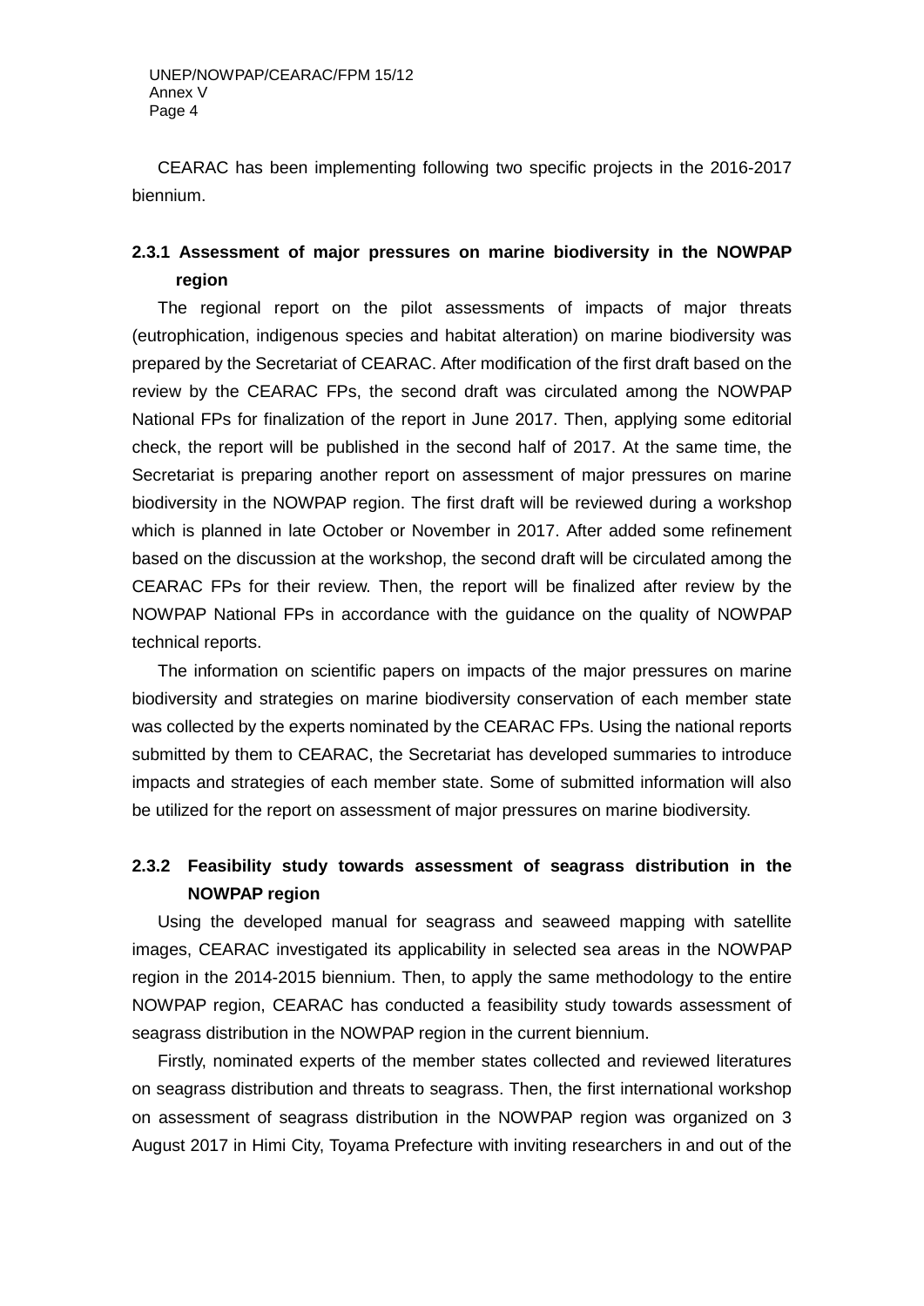CEARAC has been implementing following two specific projects in the 2016-2017 biennium.

### 2.3.1 Assessment of major pressures on marine biodiversity in the NOWPAP region

The regional report on the pilot assessments of impacts of major threats (eutrophication, indigenous species and habitat alteration) on marine biodiversity was prepared by the Secretariat of CEARAC. After modification of the first draft based on the review by the CEARAC FPs, the second draft was circulated among the NOWPAP National FPs for finalization of the report in June 2017. Then, applying some editorial check, the report will be published in the second half of 2017. At the same time, the Secretariat is preparing another report on assessment of major pressures on marine biodiversity in the NOWPAP region. The first draft will be reviewed during a workshop which is planned in late October or November in 2017. After added some refinement based on the discussion at the workshop, the second draft will be circulated among the CEARAC FPs for their review. Then, the report will be finalized after review by the NOWPAP National FPs in accordance with the guidance on the quality of NOWPAP technical reports.

The information on scientific papers on impacts of the major pressures on marine biodiversity and strategies on marine biodiversity conservation of each member state was collected by the experts nominated by the CEARAC FPs. Using the national reports submitted by them to CEARAC, the Secretariat has developed summaries to introduce impacts and strategies of each member state. Some of submitted information will also be utilized for the report on assessment of major pressures on marine biodiversity.

### 2.3.2 Feasibility study towards assessment of seagrass distribution in the NOWPAP region

Using the developed manual for seagrass and seaweed mapping with satellite images, CEARAC investigated its applicability in selected sea areas in the NOWPAP region in the 2014-2015 biennium. Then, to apply the same methodology to the entire NOWPAP region, CEARAC has conducted a feasibility study towards assessment of seagrass distribution in the NOWPAP region in the current biennium.

Firstly, nominated experts of the member states collected and reviewed literatures on seagrass distribution and threats to seagrass. Then, the first international workshop on assessment of seagrass distribution in the NOWPAP region was organized on 3 August 2017 in Himi City, Toyama Prefecture with inviting researchers in and out of the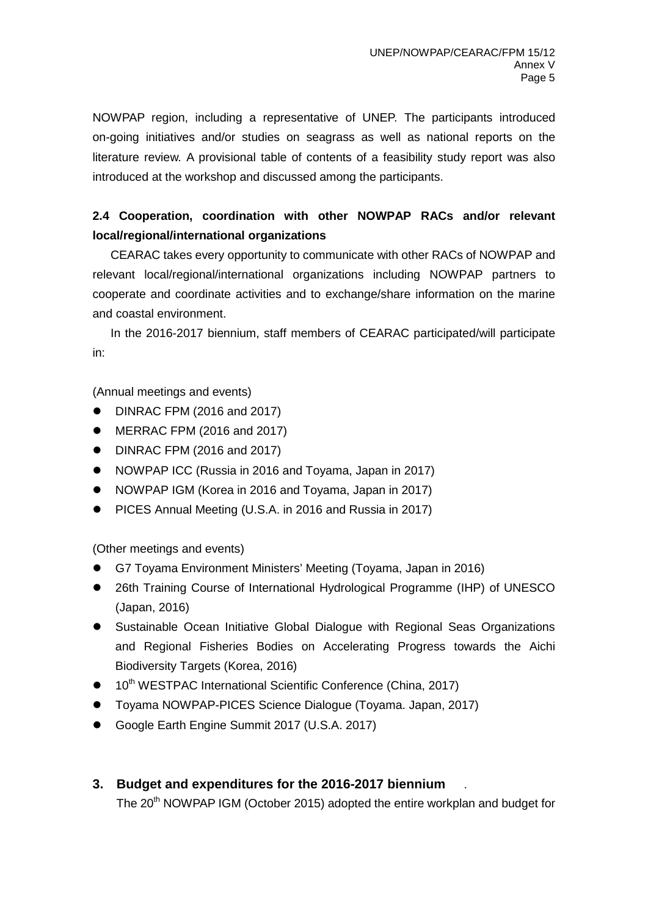NOWPAP region, including a representative of UNEP. The participants introduced on-going initiatives and/or studies on seagrass as well as national reports on the literature review. A provisional table of contents of a feasibility study report was also introduced at the workshop and discussed among the participants.

### 2.4 Cooperation, coordination with other NOWPAP RACs and/or relevant local/regional/international organizations

CEARAC takes every opportunity to communicate with other RACs of NOWPAP and relevant local/regional/international organizations including NOWPAP partners to cooperate and coordinate activities and to exchange/share information on the marine and coastal environment.

In the 2016-2017 biennium, staff members of CEARAC participated/will participate in:

(Annual meetings and events)

- DINRAC FPM (2016 and 2017)
- MERRAC FPM (2016 and 2017)
- DINRAC FPM (2016 and 2017)
- NOWPAP ICC (Russia in 2016 and Toyama, Japan in 2017)
- NOWPAP IGM (Korea in 2016 and Toyama, Japan in 2017)
- PICES Annual Meeting (U.S.A. in 2016 and Russia in 2017)

(Other meetings and events)

- G7 Toyama Environment Ministers' Meeting (Toyama, Japan in 2016)
- 26th Training Course of International Hydrological Programme (IHP) of UNESCO (Japan, 2016)
- Sustainable Ocean Initiative Global Dialogue with Regional Seas Organizations and Regional Fisheries Bodies on Accelerating Progress towards the Aichi Biodiversity Targets (Korea, 2016)
- 10th WESTPAC International Scientific Conference (China, 2017)
- Toyama NOWPAP-PICES Science Dialogue (Toyama. Japan, 2017)
- Google Earth Engine Summit 2017 (U.S.A. 2017)

## 3. Budget and expenditures for the 2016-2017 biennium .

The 20th NOWPAP IGM (October 2015) adopted the entire workplan and budget for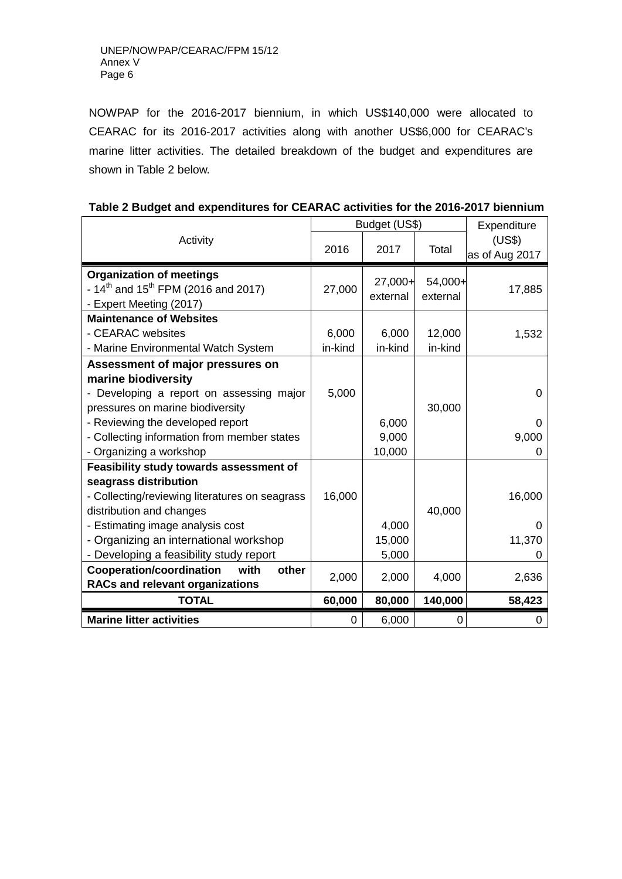NOWPAP for the 2016-2017 biennium, in which US$140,000 were allocated to CEARAC for its 2016-2017 activities along with another US$6,000 for CEARAC's marine litter activities. The detailed breakdown of the budget and expenditures are shown in Table 2 below.

**Table 2 Budget and expenditures for CEARAC activities for the 2016-2017 biennium**

| Activity | Budget (US$) | | | Expenditure (US$) as of Aug 2017 |
|---|---|---|---|---|
| | 2016 | 2017 | Total | |
| **Organization of meetings**<br>- 14th and 15th FPM (2016 and 2017)<br>- Expert Meeting (2017) | 27,000 | 27,000+ external | 54,000+ external | 17,885 |
| **Maintenance of Websites**<br>- CEARAC websites<br>- Marine Environmental Watch System | 6,000 in-kind | 6,000 in-kind | 12,000 in-kind | 1,532 |
| **Assessment of major pressures on marine biodiversity** | | | 30,000 | |
| - Developing a report on assessing major pressures on marine biodiversity | 5,000 | | | 0 |
| - Reviewing the developed report | | 6,000 | | 0 |
| - Collecting information from member states | | 9,000 | | 9,000 |
| - Organizing a workshop | | 10,000 | | 0 |
| **Feasibility study towards assessment of seagrass distribution** | | | 40,000 | |
| - Collecting/reviewing literatures on seagrass distribution and changes | 16,000 | | | 16,000 |
| - Estimating image analysis cost | | 4,000 | | 0 |
| - Organizing an international workshop | | 15,000 | | 11,370 |
| - Developing a feasibility study report | | 5,000 | | 0 |
| **Cooperation/coordination with other RACs and relevant organizations** | 2,000 | 2,000 | 4,000 | 2,636 |
| **TOTAL** | **60,000** | **80,000** | **140,000** | **58,423** |
| **Marine litter activities** | 0 | 6,000 | 0 | 0 |